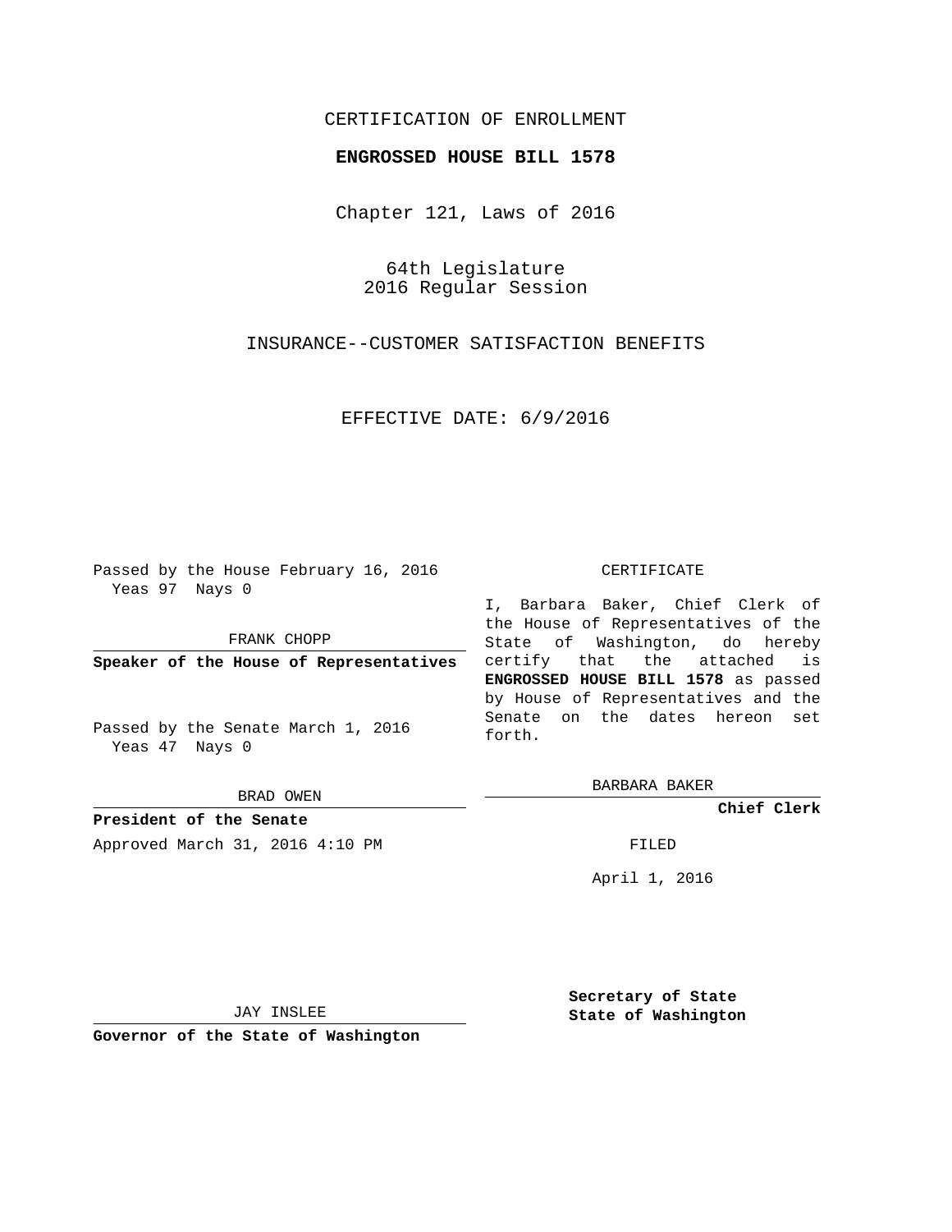CERTIFICATION OF ENROLLMENT

**ENGROSSED HOUSE BILL 1578**

Chapter 121, Laws of 2016

64th Legislature
2016 Regular Session

INSURANCE--CUSTOMER SATISFACTION BENEFITS

EFFECTIVE DATE: 6/9/2016

Passed by the House February 16, 2016
Yeas 97 Nays 0

FRANK CHOPP

**Speaker of the House of Representatives**

Passed by the Senate March 1, 2016
Yeas 47 Nays 0

BRAD OWEN

**President of the Senate**

Approved March 31, 2016 4:10 PM

JAY INSLEE

**Governor of the State of Washington**

CERTIFICATE

I, Barbara Baker, Chief Clerk of the House of Representatives of the State of Washington, do hereby certify that the attached is **ENGROSSED HOUSE BILL 1578** as passed by House of Representatives and the Senate on the dates hereon set forth.

BARBARA BAKER

**Chief Clerk**

FILED

April 1, 2016

**Secretary of State**
**State of Washington**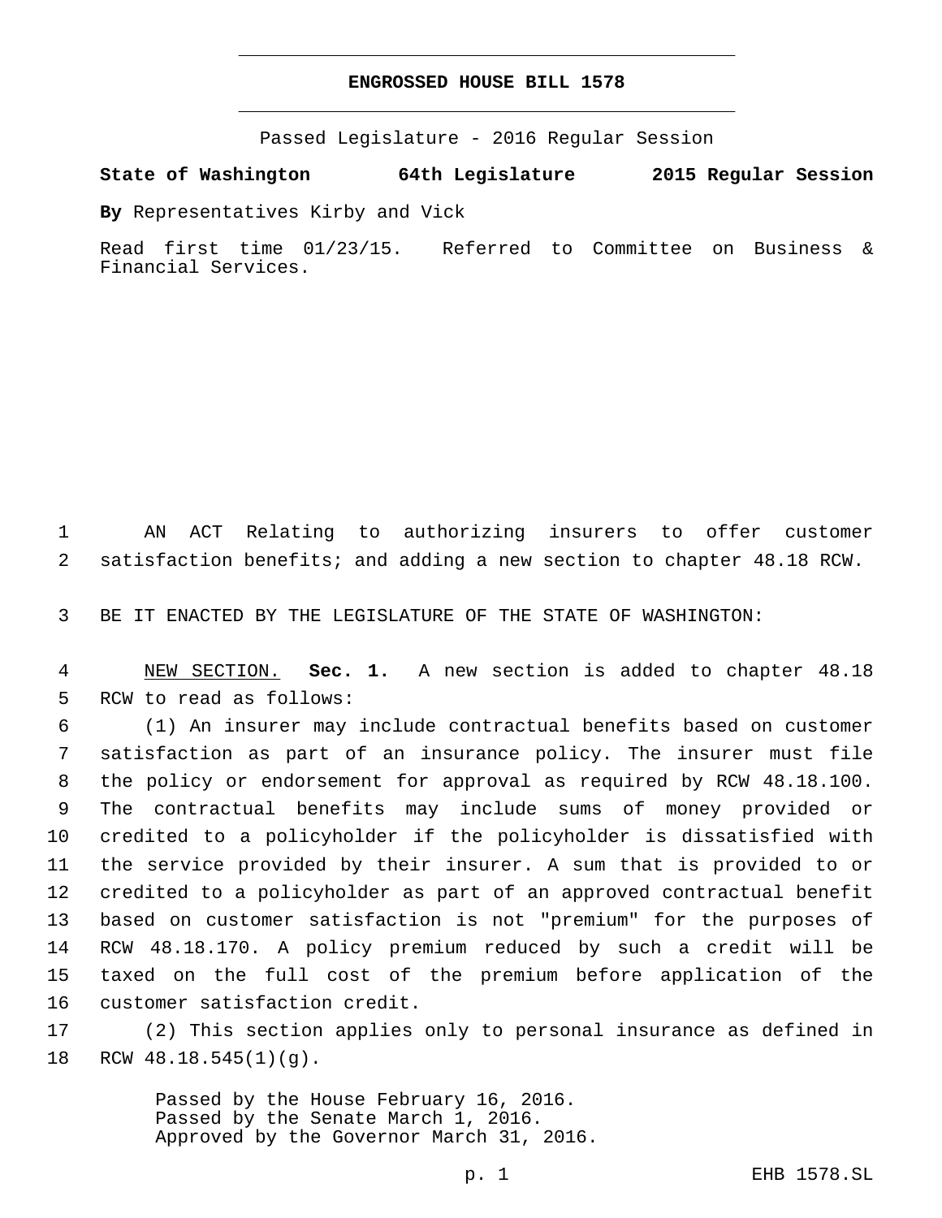# ENGROSSED HOUSE BILL 1578

Passed Legislature - 2016 Regular Session

**State of Washington 64th Legislature 2015 Regular Session**

**By** Representatives Kirby and Vick

Read first time 01/23/15. Referred to Committee on Business & Financial Services.

AN ACT Relating to authorizing insurers to offer customer satisfaction benefits; and adding a new section to chapter 48.18 RCW.

BE IT ENACTED BY THE LEGISLATURE OF THE STATE OF WASHINGTON:

NEW SECTION. **Sec. 1.** A new section is added to chapter 48.18 RCW to read as follows:

(1) An insurer may include contractual benefits based on customer satisfaction as part of an insurance policy. The insurer must file the policy or endorsement for approval as required by RCW 48.18.100. The contractual benefits may include sums of money provided or credited to a policyholder if the policyholder is dissatisfied with the service provided by their insurer. A sum that is provided to or credited to a policyholder as part of an approved contractual benefit based on customer satisfaction is not "premium" for the purposes of RCW 48.18.170. A policy premium reduced by such a credit will be taxed on the full cost of the premium before application of the customer satisfaction credit.

(2) This section applies only to personal insurance as defined in RCW 48.18.545(1)(g).

Passed by the House February 16, 2016.
Passed by the Senate March 1, 2016.
Approved by the Governor March 31, 2016.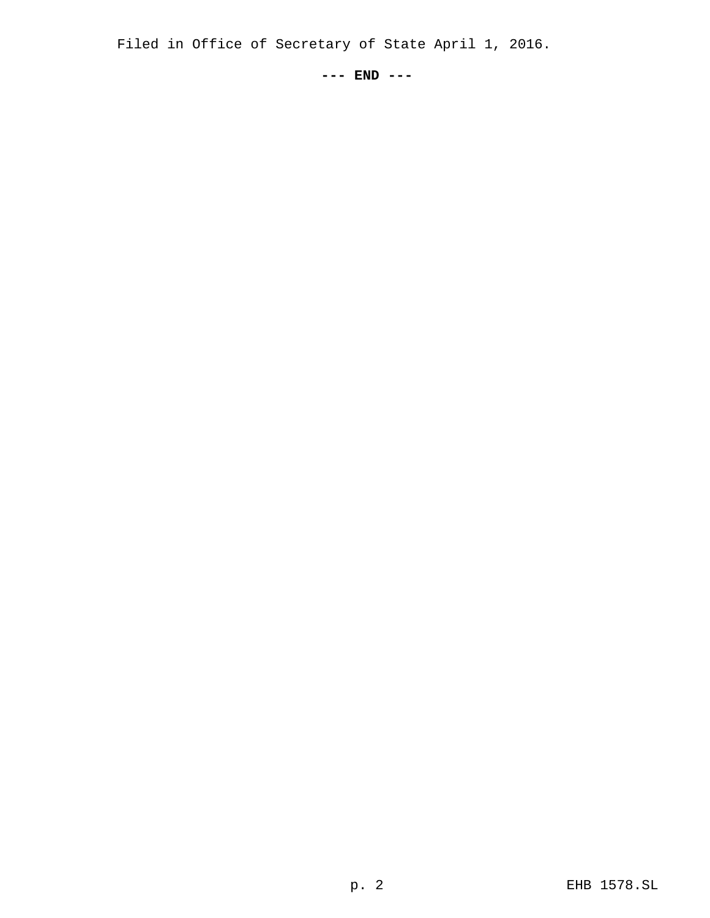Filed in Office of Secretary of State April 1, 2016.

**--- END ---**